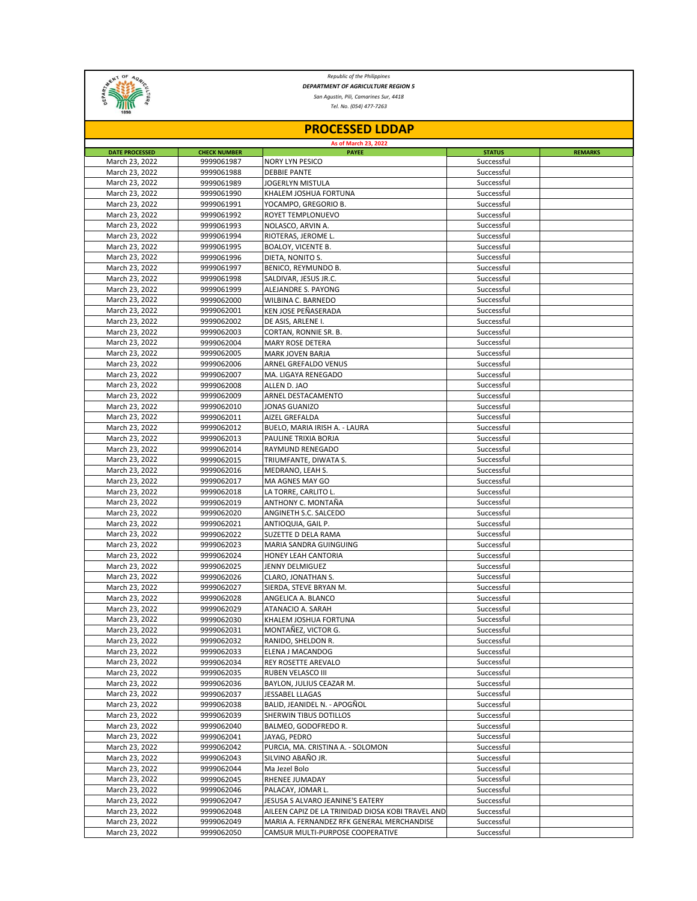Republic of the Philippines

**DEPARTMENT OF AGRICULTURE REGION 5**

San Agustin, Pili, Camarines Sur, 4418

Tel. No. (054) 477-7263

# PROCESSED LDDAP

As of March 23, 2022

| DATE PROCESSED | CHECK NUMBER | PAYEE | STATUS | REMARKS |
|---|---|---|---|---|
| March 23, 2022 | 9999061987 | NORY LYN PESICO | Successful | |
| March 23, 2022 | 9999061988 | DEBBIE PANTE | Successful | |
| March 23, 2022 | 9999061989 | JOGERLYN MISTULA | Successful | |
| March 23, 2022 | 9999061990 | KHALEM JOSHUA FORTUNA | Successful | |
| March 23, 2022 | 9999061991 | YOCAMPO, GREGORIO B. | Successful | |
| March 23, 2022 | 9999061992 | ROYET TEMPLONUEVO | Successful | |
| March 23, 2022 | 9999061993 | NOLASCO, ARVIN A. | Successful | |
| March 23, 2022 | 9999061994 | RIOTERAS, JEROME L. | Successful | |
| March 23, 2022 | 9999061995 | BOALOY, VICENTE B. | Successful | |
| March 23, 2022 | 9999061996 | DIETA, NONITO S. | Successful | |
| March 23, 2022 | 9999061997 | BENICO, REYMUNDO B. | Successful | |
| March 23, 2022 | 9999061998 | SALDIVAR, JESUS JR.C. | Successful | |
| March 23, 2022 | 9999061999 | ALEJANDRE S. PAYONG | Successful | |
| March 23, 2022 | 9999062000 | WILBINA C. BARNEDO | Successful | |
| March 23, 2022 | 9999062001 | KEN JOSE PEÑASERADA | Successful | |
| March 23, 2022 | 9999062002 | DE ASIS, ARLENE I. | Successful | |
| March 23, 2022 | 9999062003 | CORTAN, RONNIE SR. B. | Successful | |
| March 23, 2022 | 9999062004 | MARY ROSE DETERA | Successful | |
| March 23, 2022 | 9999062005 | MARK JOVEN BARJA | Successful | |
| March 23, 2022 | 9999062006 | ARNEL GREFALDO VENUS | Successful | |
| March 23, 2022 | 9999062007 | MA. LIGAYA RENEGADO | Successful | |
| March 23, 2022 | 9999062008 | ALLEN D. JAO | Successful | |
| March 23, 2022 | 9999062009 | ARNEL DESTACAMENTO | Successful | |
| March 23, 2022 | 9999062010 | JONAS GUANIZO | Successful | |
| March 23, 2022 | 9999062011 | AIZEL GREFALDA | Successful | |
| March 23, 2022 | 9999062012 | BUELO, MARIA IRISH A. - LAURA | Successful | |
| March 23, 2022 | 9999062013 | PAULINE TRIXIA BORJA | Successful | |
| March 23, 2022 | 9999062014 | RAYMUND RENEGADO | Successful | |
| March 23, 2022 | 9999062015 | TRIUMFANTE, DIWATA S. | Successful | |
| March 23, 2022 | 9999062016 | MEDRANO, LEAH S. | Successful | |
| March 23, 2022 | 9999062017 | MA AGNES MAY GO | Successful | |
| March 23, 2022 | 9999062018 | LA TORRE, CARLITO L. | Successful | |
| March 23, 2022 | 9999062019 | ANTHONY C. MONTAÑA | Successful | |
| March 23, 2022 | 9999062020 | ANGINETH S.C. SALCEDO | Successful | |
| March 23, 2022 | 9999062021 | ANTIOQUIA, GAIL P. | Successful | |
| March 23, 2022 | 9999062022 | SUZETTE D DELA RAMA | Successful | |
| March 23, 2022 | 9999062023 | MARIA SANDRA GUINGUING | Successful | |
| March 23, 2022 | 9999062024 | HONEY LEAH CANTORIA | Successful | |
| March 23, 2022 | 9999062025 | JENNY DELMIGUEZ | Successful | |
| March 23, 2022 | 9999062026 | CLARO, JONATHAN S. | Successful | |
| March 23, 2022 | 9999062027 | SIERDA, STEVE BRYAN M. | Successful | |
| March 23, 2022 | 9999062028 | ANGELICA A. BLANCO | Successful | |
| March 23, 2022 | 9999062029 | ATANACIO A. SARAH | Successful | |
| March 23, 2022 | 9999062030 | KHALEM JOSHUA FORTUNA | Successful | |
| March 23, 2022 | 9999062031 | MONTAÑEZ, VICTOR G. | Successful | |
| March 23, 2022 | 9999062032 | RANIDO, SHELDON R. | Successful | |
| March 23, 2022 | 9999062033 | ELENA J MACANDOG | Successful | |
| March 23, 2022 | 9999062034 | REY ROSETTE AREVALO | Successful | |
| March 23, 2022 | 9999062035 | RUBEN VELASCO III | Successful | |
| March 23, 2022 | 9999062036 | BAYLON, JULIUS CEAZAR M. | Successful | |
| March 23, 2022 | 9999062037 | JESSABEL LLAGAS | Successful | |
| March 23, 2022 | 9999062038 | BALID, JEANIDEL N. - APOGÑOL | Successful | |
| March 23, 2022 | 9999062039 | SHERWIN TIBUS DOTILLOS | Successful | |
| March 23, 2022 | 9999062040 | BALMEO, GODOFREDO R. | Successful | |
| March 23, 2022 | 9999062041 | JAYAG, PEDRO | Successful | |
| March 23, 2022 | 9999062042 | PURCIA, MA. CRISTINA A. - SOLOMON | Successful | |
| March 23, 2022 | 9999062043 | SILVINO ABAÑO JR. | Successful | |
| March 23, 2022 | 9999062044 | Ma Jezel Bolo | Successful | |
| March 23, 2022 | 9999062045 | RHENEE JUMADAY | Successful | |
| March 23, 2022 | 9999062046 | PALACAY, JOMAR L. | Successful | |
| March 23, 2022 | 9999062047 | JESUSA S ALVARO JEANINE'S EATERY | Successful | |
| March 23, 2022 | 9999062048 | AILEEN CAPIZ DE LA TRINIDAD DIOSA KOBI TRAVEL AND | Successful | |
| March 23, 2022 | 9999062049 | MARIA A. FERNANDEZ RFK GENERAL MERCHANDISE | Successful | |
| March 23, 2022 | 9999062050 | CAMSUR MULTI-PURPOSE COOPERATIVE | Successful | |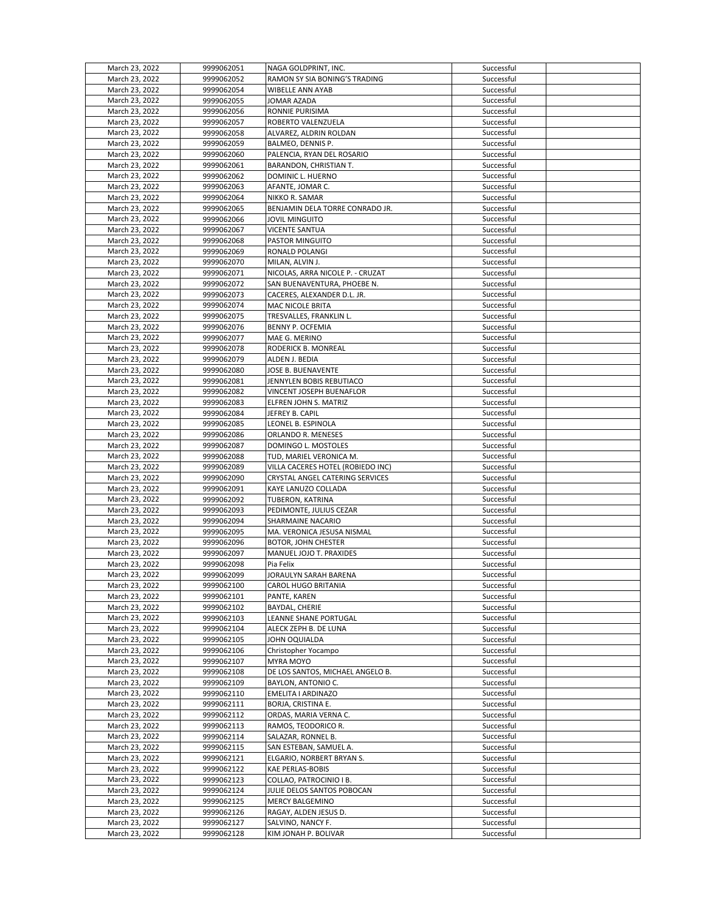| | | | | |
|---|---|---|---|---|
| March 23, 2022 | 9999062051 | NAGA GOLDPRINT, INC. | Successful | |
| March 23, 2022 | 9999062052 | RAMON SY SIA BONING'S TRADING | Successful | |
| March 23, 2022 | 9999062054 | WIBELLE ANN AYAB | Successful | |
| March 23, 2022 | 9999062055 | JOMAR AZADA | Successful | |
| March 23, 2022 | 9999062056 | RONNIE PURISIMA | Successful | |
| March 23, 2022 | 9999062057 | ROBERTO VALENZUELA | Successful | |
| March 23, 2022 | 9999062058 | ALVAREZ, ALDRIN ROLDAN | Successful | |
| March 23, 2022 | 9999062059 | BALMEO, DENNIS P. | Successful | |
| March 23, 2022 | 9999062060 | PALENCIA, RYAN DEL ROSARIO | Successful | |
| March 23, 2022 | 9999062061 | BARANDON, CHRISTIAN T. | Successful | |
| March 23, 2022 | 9999062062 | DOMINIC L. HUERNO | Successful | |
| March 23, 2022 | 9999062063 | AFANTE, JOMAR C. | Successful | |
| March 23, 2022 | 9999062064 | NIKKO R. SAMAR | Successful | |
| March 23, 2022 | 9999062065 | BENJAMIN DELA TORRE CONRADO JR. | Successful | |
| March 23, 2022 | 9999062066 | JOVIL MINGUITO | Successful | |
| March 23, 2022 | 9999062067 | VICENTE SANTUA | Successful | |
| March 23, 2022 | 9999062068 | PASTOR MINGUITO | Successful | |
| March 23, 2022 | 9999062069 | RONALD POLANGI | Successful | |
| March 23, 2022 | 9999062070 | MILAN, ALVIN J. | Successful | |
| March 23, 2022 | 9999062071 | NICOLAS, ARRA NICOLE P. - CRUZAT | Successful | |
| March 23, 2022 | 9999062072 | SAN BUENAVENTURA, PHOEBE N. | Successful | |
| March 23, 2022 | 9999062073 | CACERES, ALEXANDER D.L. JR. | Successful | |
| March 23, 2022 | 9999062074 | MAC NICOLE BRITA | Successful | |
| March 23, 2022 | 9999062075 | TRESVALLES, FRANKLIN L. | Successful | |
| March 23, 2022 | 9999062076 | BENNY P. OCFEMIA | Successful | |
| March 23, 2022 | 9999062077 | MAE G. MERINO | Successful | |
| March 23, 2022 | 9999062078 | RODERICK B. MONREAL | Successful | |
| March 23, 2022 | 9999062079 | ALDEN J. BEDIA | Successful | |
| March 23, 2022 | 9999062080 | JOSE B. BUENAVENTE | Successful | |
| March 23, 2022 | 9999062081 | JENNYLEN BOBIS REBUTIACO | Successful | |
| March 23, 2022 | 9999062082 | VINCENT JOSEPH BUENAFLOR | Successful | |
| March 23, 2022 | 9999062083 | ELFREN JOHN S. MATRIZ | Successful | |
| March 23, 2022 | 9999062084 | JEFREY B. CAPIL | Successful | |
| March 23, 2022 | 9999062085 | LEONEL B. ESPINOLA | Successful | |
| March 23, 2022 | 9999062086 | ORLANDO R. MENESES | Successful | |
| March 23, 2022 | 9999062087 | DOMINGO L. MOSTOLES | Successful | |
| March 23, 2022 | 9999062088 | TUD, MARIEL VERONICA M. | Successful | |
| March 23, 2022 | 9999062089 | VILLA CACERES HOTEL (ROBIEDO INC) | Successful | |
| March 23, 2022 | 9999062090 | CRYSTAL ANGEL CATERING SERVICES | Successful | |
| March 23, 2022 | 9999062091 | KAYE LANUZO COLLADA | Successful | |
| March 23, 2022 | 9999062092 | TUBERON, KATRINA | Successful | |
| March 23, 2022 | 9999062093 | PEDIMONTE, JULIUS CEZAR | Successful | |
| March 23, 2022 | 9999062094 | SHARMAINE NACARIO | Successful | |
| March 23, 2022 | 9999062095 | MA. VERONICA JESUSA NISMAL | Successful | |
| March 23, 2022 | 9999062096 | BOTOR, JOHN CHESTER | Successful | |
| March 23, 2022 | 9999062097 | MANUEL JOJO T. PRAXIDES | Successful | |
| March 23, 2022 | 9999062098 | Pia Felix | Successful | |
| March 23, 2022 | 9999062099 | JORAULYN SARAH BARENA | Successful | |
| March 23, 2022 | 9999062100 | CAROL HUGO BRITANIA | Successful | |
| March 23, 2022 | 9999062101 | PANTE, KAREN | Successful | |
| March 23, 2022 | 9999062102 | BAYDAL, CHERIE | Successful | |
| March 23, 2022 | 9999062103 | LEANNE SHANE PORTUGAL | Successful | |
| March 23, 2022 | 9999062104 | ALECK ZEPH B. DE LUNA | Successful | |
| March 23, 2022 | 9999062105 | JOHN OQUIALDA | Successful | |
| March 23, 2022 | 9999062106 | Christopher Yocampo | Successful | |
| March 23, 2022 | 9999062107 | MYRA MOYO | Successful | |
| March 23, 2022 | 9999062108 | DE LOS SANTOS, MICHAEL ANGELO B. | Successful | |
| March 23, 2022 | 9999062109 | BAYLON, ANTONIO C. | Successful | |
| March 23, 2022 | 9999062110 | EMELITA I ARDINAZO | Successful | |
| March 23, 2022 | 9999062111 | BORJA, CRISTINA E. | Successful | |
| March 23, 2022 | 9999062112 | ORDAS, MARIA VERNA C. | Successful | |
| March 23, 2022 | 9999062113 | RAMOS, TEODORICO R. | Successful | |
| March 23, 2022 | 9999062114 | SALAZAR, RONNEL B. | Successful | |
| March 23, 2022 | 9999062115 | SAN ESTEBAN, SAMUEL A. | Successful | |
| March 23, 2022 | 9999062121 | ELGARIO, NORBERT BRYAN S. | Successful | |
| March 23, 2022 | 9999062122 | KAE PERLAS-BOBIS | Successful | |
| March 23, 2022 | 9999062123 | COLLAO, PATROCINIO I B. | Successful | |
| March 23, 2022 | 9999062124 | JULIE DELOS SANTOS POBOCAN | Successful | |
| March 23, 2022 | 9999062125 | MERCY BALGEMINO | Successful | |
| March 23, 2022 | 9999062126 | RAGAY, ALDEN JESUS D. | Successful | |
| March 23, 2022 | 9999062127 | SALVINO, NANCY F. | Successful | |
| March 23, 2022 | 9999062128 | KIM JONAH P. BOLIVAR | Successful | |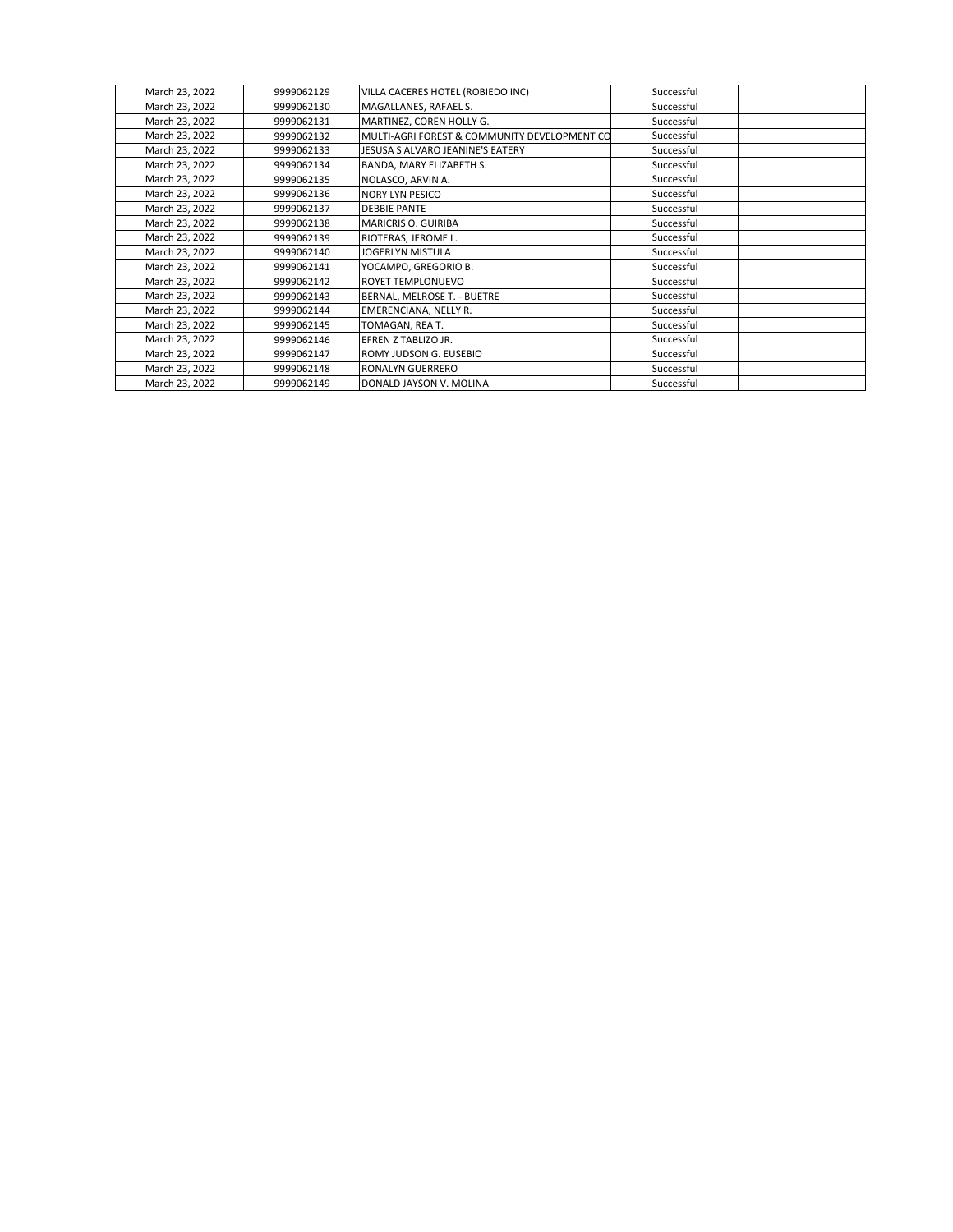| | | | | |
|---|---|---|---|---|
| March 23, 2022 | 9999062129 | VILLA CACERES HOTEL (ROBIEDO INC) | Successful | |
| March 23, 2022 | 9999062130 | MAGALLANES, RAFAEL S. | Successful | |
| March 23, 2022 | 9999062131 | MARTINEZ, COREN HOLLY G. | Successful | |
| March 23, 2022 | 9999062132 | MULTI-AGRI FOREST & COMMUNITY DEVELOPMENT CO | Successful | |
| March 23, 2022 | 9999062133 | JESUSA S ALVARO JEANINE'S EATERY | Successful | |
| March 23, 2022 | 9999062134 | BANDA, MARY ELIZABETH S. | Successful | |
| March 23, 2022 | 9999062135 | NOLASCO, ARVIN A. | Successful | |
| March 23, 2022 | 9999062136 | NORY LYN PESICO | Successful | |
| March 23, 2022 | 9999062137 | DEBBIE PANTE | Successful | |
| March 23, 2022 | 9999062138 | MARICRIS O. GUIRIBA | Successful | |
| March 23, 2022 | 9999062139 | RIOTERAS, JEROME L. | Successful | |
| March 23, 2022 | 9999062140 | JOGERLYN MISTULA | Successful | |
| March 23, 2022 | 9999062141 | YOCAMPO, GREGORIO B. | Successful | |
| March 23, 2022 | 9999062142 | ROYET TEMPLONUEVO | Successful | |
| March 23, 2022 | 9999062143 | BERNAL, MELROSE T. - BUETRE | Successful | |
| March 23, 2022 | 9999062144 | EMERENCIANA, NELLY R. | Successful | |
| March 23, 2022 | 9999062145 | TOMAGAN, REA T. | Successful | |
| March 23, 2022 | 9999062146 | EFREN Z TABLIZO JR. | Successful | |
| March 23, 2022 | 9999062147 | ROMY JUDSON G. EUSEBIO | Successful | |
| March 23, 2022 | 9999062148 | RONALYN GUERRERO | Successful | |
| March 23, 2022 | 9999062149 | DONALD JAYSON V. MOLINA | Successful | |